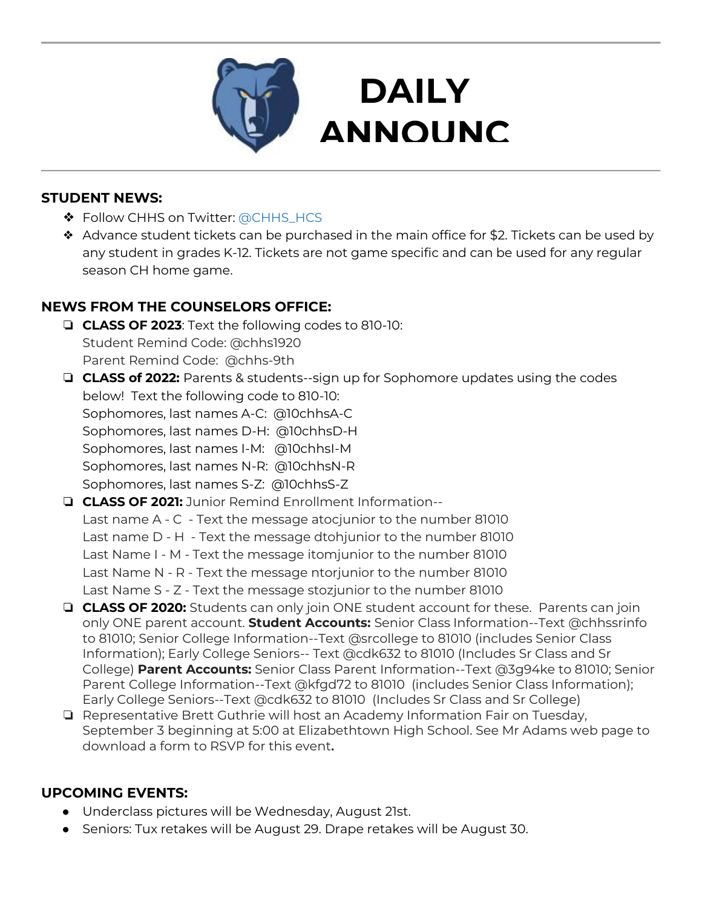# DAILY ANNOUNC

## STUDENT NEWS:

- Follow CHHS on Twitter: @CHHS_HCS
- Advance student tickets can be purchased in the main office for $2. Tickets can be used by any student in grades K-12. Tickets are not game specific and can be used for any regular season CH home game.

## NEWS FROM THE COUNSELORS OFFICE:

- **CLASS OF 2023**: Text the following codes to 810-10:
  Student Remind Code: @chhs1920
  Parent Remind Code: @chhs-9th
- **CLASS of 2022:** Parents & students--sign up for Sophomore updates using the codes below! Text the following code to 810-10:
  Sophomores, last names A-C: @10chhsA-C
  Sophomores, last names D-H: @10chhsD-H
  Sophomores, last names I-M: @10chhsI-M
  Sophomores, last names N-R: @10chhsN-R
  Sophomores, last names S-Z: @10chhsS-Z
- **CLASS OF 2021:** Junior Remind Enrollment Information--
  Last name A - C - Text the message atocjunior to the number 81010
  Last name D - H - Text the message dtohjunior to the number 81010
  Last Name I - M - Text the message itomjunior to the number 81010
  Last Name N - R - Text the message ntorjunior to the number 81010
  Last Name S - Z - Text the message stozjunior to the number 81010
- **CLASS OF 2020:** Students can only join ONE student account for these. Parents can join only ONE parent account. **Student Accounts:** Senior Class Information--Text @chhssrinfo to 81010; Senior College Information--Text @srcollege to 81010 (includes Senior Class Information); Early College Seniors-- Text @cdk632 to 81010 (Includes Sr Class and Sr College) **Parent Accounts:** Senior Class Parent Information--Text @3g94ke to 81010; Senior Parent College Information--Text @kfgd72 to 81010 (includes Senior Class Information); Early College Seniors--Text @cdk632 to 81010 (Includes Sr Class and Sr College)
- Representative Brett Guthrie will host an Academy Information Fair on Tuesday, September 3 beginning at 5:00 at Elizabethtown High School. See Mr Adams web page to download a form to RSVP for this event**.**

## UPCOMING EVENTS:

- Underclass pictures will be Wednesday, August 21st.
- Seniors: Tux retakes will be August 29. Drape retakes will be August 30.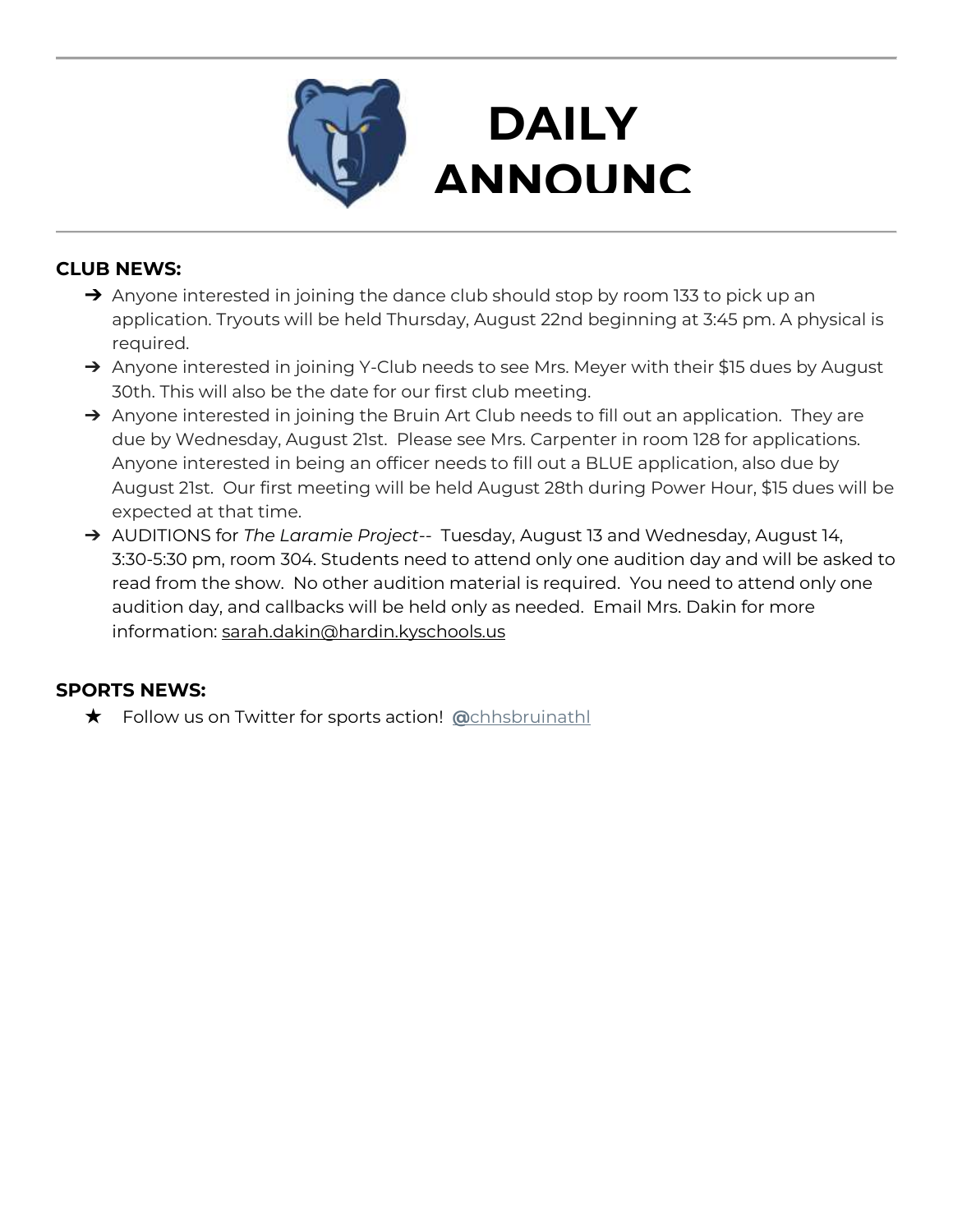# DAILY ANNOUNC

**CLUB NEWS:**

- Anyone interested in joining the dance club should stop by room 133 to pick up an application. Tryouts will be held Thursday, August 22nd beginning at 3:45 pm. A physical is required.
- Anyone interested in joining Y-Club needs to see Mrs. Meyer with their $15 dues by August 30th. This will also be the date for our first club meeting.
- Anyone interested in joining the Bruin Art Club needs to fill out an application. They are due by Wednesday, August 21st. Please see Mrs. Carpenter in room 128 for applications. Anyone interested in being an officer needs to fill out a BLUE application, also due by August 21st. Our first meeting will be held August 28th during Power Hour, $15 dues will be expected at that time.
- AUDITIONS for *The Laramie Project*-- Tuesday, August 13 and Wednesday, August 14, 3:30-5:30 pm, room 304. Students need to attend only one audition day and will be asked to read from the show. No other audition material is required. You need to attend only one audition day, and callbacks will be held only as needed. Email Mrs. Dakin for more information: sarah.dakin@hardin.kyschools.us

**SPORTS NEWS:**

- Follow us on Twitter for sports action! @chhsbruinathl